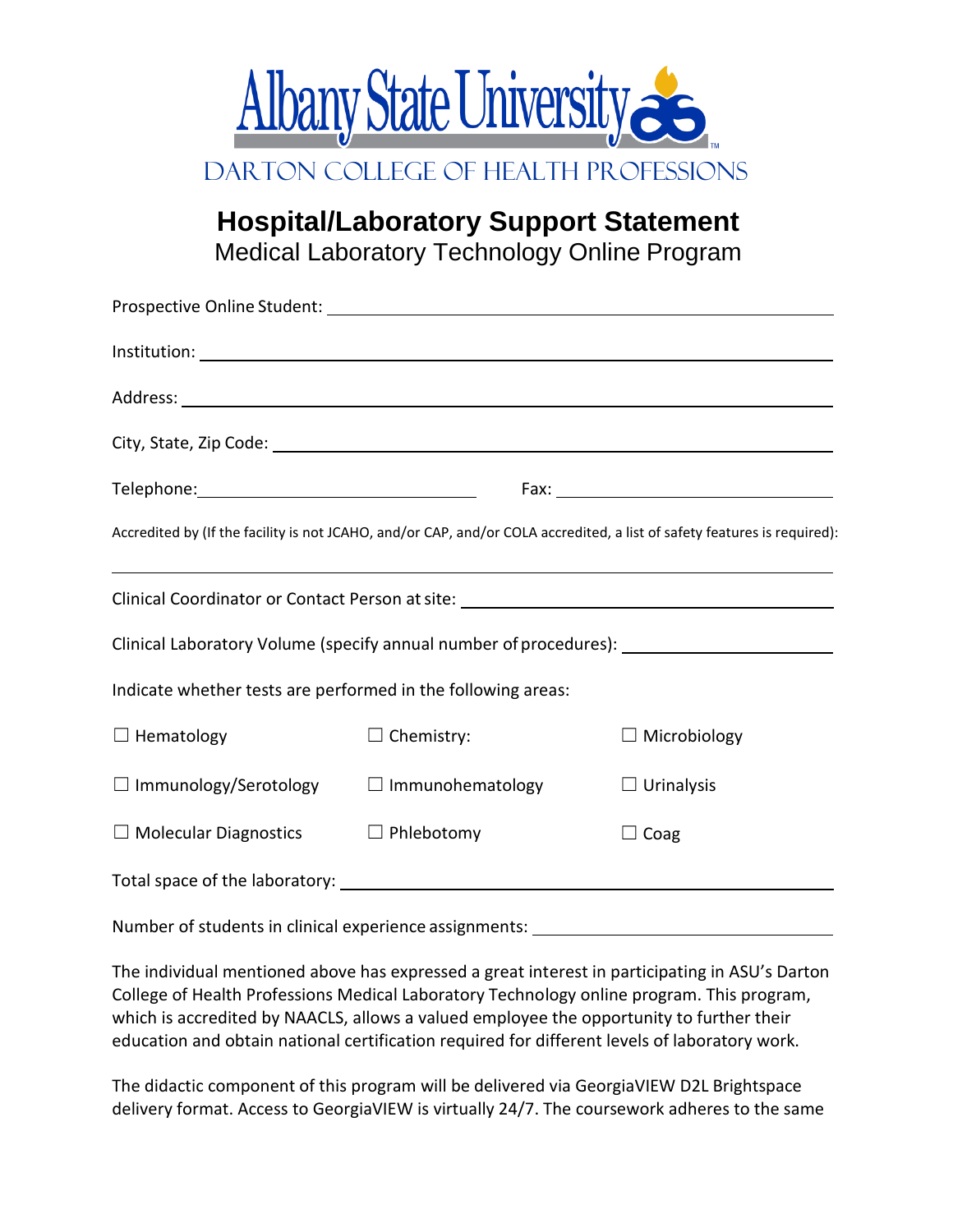Albany State University

DARTON COLLEGE OF HEALTH PROFESSIONS

# Hospital/Laboratory Support Statement

## Medical Laboratory Technology Online Program

Prospective Online Student: ______________________________

Institution: ______________________________

Address: ______________________________

City, State, Zip Code: ______________________________

Telephone: ______________________________ Fax: ______________________________

Accredited by (If the facility is not JCAHO, and/or CAP, and/or COLA accredited, a list of safety features is required):

______________________________

Clinical Coordinator or Contact Person at site: ______________________________

Clinical Laboratory Volume (specify annual number of procedures): ______________________________

Indicate whether tests are performed in the following areas:

| | | |
|---|---|---|
| ☐ Hematology | ☐ Chemistry: | ☐ Microbiology |
| ☐ Immunology/Serotology | ☐ Immunohematology | ☐ Urinalysis |
| ☐ Molecular Diagnostics | ☐ Phlebotomy | ☐ Coag |

Total space of the laboratory: ______________________________

Number of students in clinical experience assignments: ______________________________

The individual mentioned above has expressed a great interest in participating in ASU's Darton College of Health Professions Medical Laboratory Technology online program. This program, which is accredited by NAACLS, allows a valued employee the opportunity to further their education and obtain national certification required for different levels of laboratory work.

The didactic component of this program will be delivered via GeorgiaVIEW D2L Brightspace delivery format. Access to GeorgiaVIEW is virtually 24/7. The coursework adheres to the same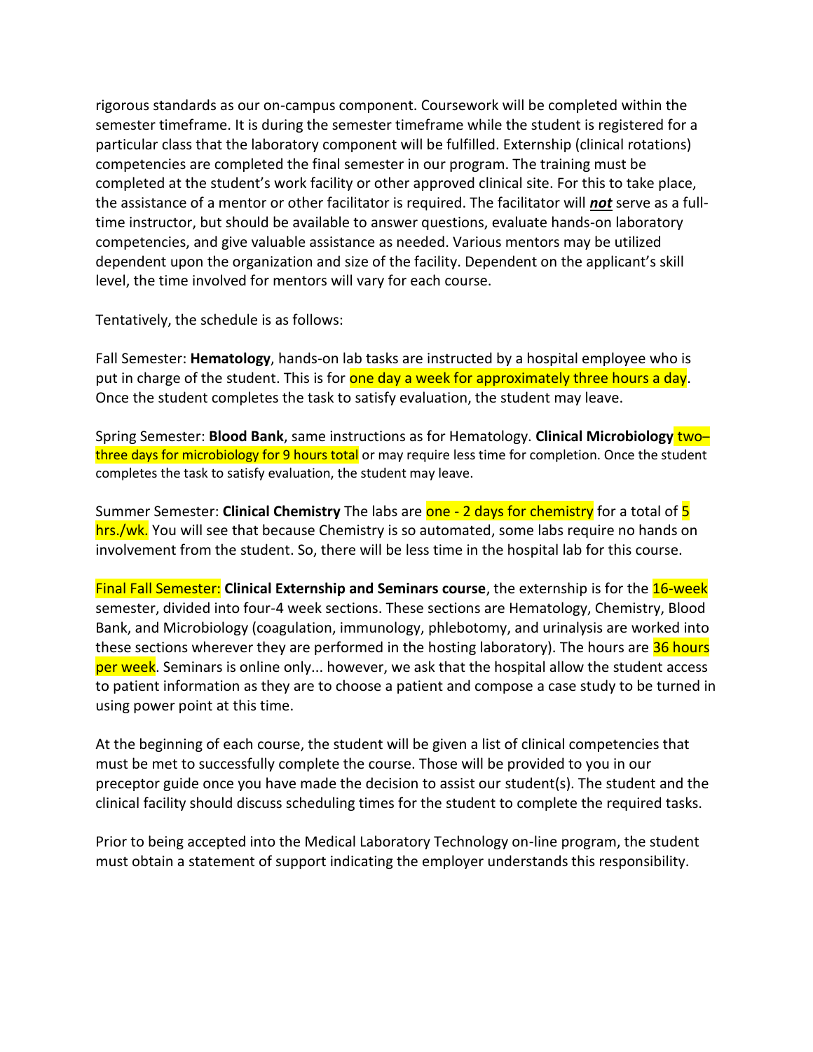rigorous standards as our on-campus component. Coursework will be completed within the semester timeframe. It is during the semester timeframe while the student is registered for a particular class that the laboratory component will be fulfilled. Externship (clinical rotations) competencies are completed the final semester in our program. The training must be completed at the student's work facility or other approved clinical site. For this to take place, the assistance of a mentor or other facilitator is required. The facilitator will ***not*** serve as a full-time instructor, but should be available to answer questions, evaluate hands-on laboratory competencies, and give valuable assistance as needed. Various mentors may be utilized dependent upon the organization and size of the facility. Dependent on the applicant's skill level, the time involved for mentors will vary for each course.

Tentatively, the schedule is as follows:

Fall Semester: **Hematology**, hands-on lab tasks are instructed by a hospital employee who is put in charge of the student. This is for one day a week for approximately three hours a day. Once the student completes the task to satisfy evaluation, the student may leave.

Spring Semester: **Blood Bank**, same instructions as for Hematology. **Clinical Microbiology** two–three days for microbiology for 9 hours total or may require less time for completion. Once the student completes the task to satisfy evaluation, the student may leave.

Summer Semester: **Clinical Chemistry** The labs are one - 2 days for chemistry for a total of 5 hrs./wk. You will see that because Chemistry is so automated, some labs require no hands on involvement from the student. So, there will be less time in the hospital lab for this course.

Final Fall Semester: **Clinical Externship and Seminars course**, the externship is for the 16-week semester, divided into four-4 week sections. These sections are Hematology, Chemistry, Blood Bank, and Microbiology (coagulation, immunology, phlebotomy, and urinalysis are worked into these sections wherever they are performed in the hosting laboratory). The hours are 36 hours per week. Seminars is online only... however, we ask that the hospital allow the student access to patient information as they are to choose a patient and compose a case study to be turned in using power point at this time.

At the beginning of each course, the student will be given a list of clinical competencies that must be met to successfully complete the course. Those will be provided to you in our preceptor guide once you have made the decision to assist our student(s). The student and the clinical facility should discuss scheduling times for the student to complete the required tasks.

Prior to being accepted into the Medical Laboratory Technology on-line program, the student must obtain a statement of support indicating the employer understands this responsibility.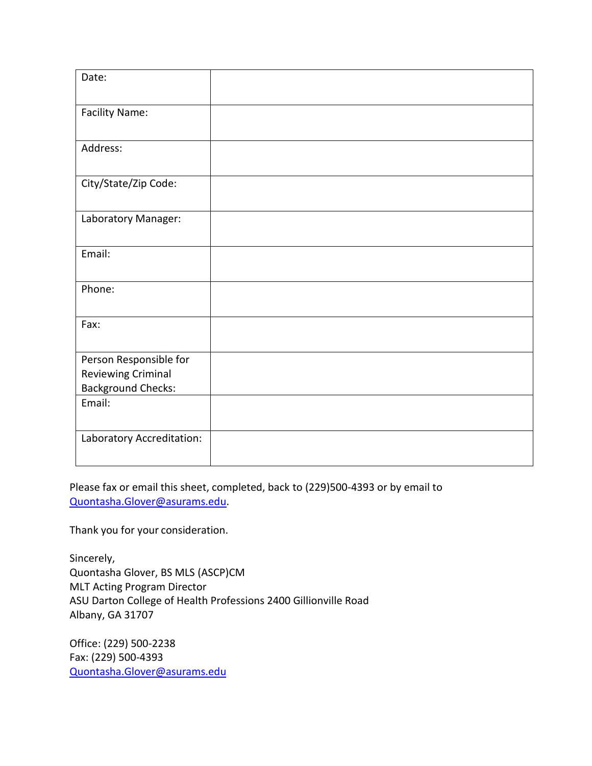| | |
|---|---|
| Date: | |
| Facility Name: | |
| Address: | |
| City/State/Zip Code: | |
| Laboratory Manager: | |
| Email: | |
| Phone: | |
| Fax: | |
| Person Responsible for Reviewing Criminal Background Checks: | |
| Email: | |
| Laboratory Accreditation: | |

Please fax or email this sheet, completed, back to (229)500-4393 or by email to Quontasha.Glover@asurams.edu.

Thank you for your consideration.

Sincerely,
Quontasha Glover, BS MLS (ASCP)CM
MLT Acting Program Director
ASU Darton College of Health Professions 2400 Gillionville Road
Albany, GA 31707

Office: (229) 500-2238
Fax: (229) 500-4393
Quontasha.Glover@asurams.edu